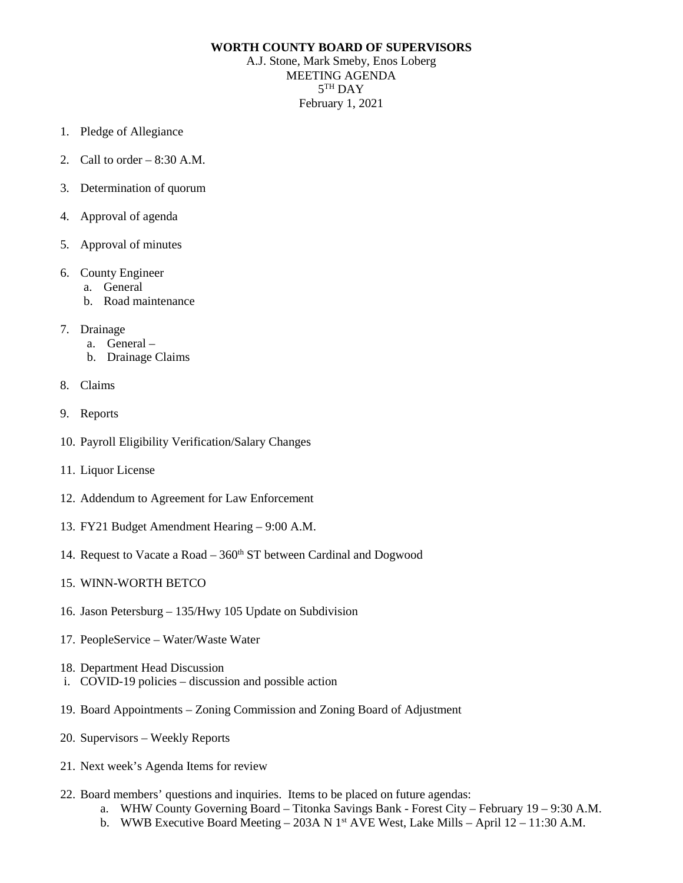**WORTH COUNTY BOARD OF SUPERVISORS**

A.J. Stone, Mark Smeby, Enos Loberg

MEETING AGENDA

5TH DAY

February 1, 2021

1. Pledge of Allegiance
2. Call to order – 8:30 A.M.
3. Determination of quorum
4. Approval of agenda
5. Approval of minutes
6. County Engineer
   a. General
   b. Road maintenance
7. Drainage
   a. General –
   b. Drainage Claims
8. Claims
9. Reports
10. Payroll Eligibility Verification/Salary Changes
11. Liquor License
12. Addendum to Agreement for Law Enforcement
13. FY21 Budget Amendment Hearing – 9:00 A.M.
14. Request to Vacate a Road – 360th ST between Cardinal and Dogwood
15. WINN-WORTH BETCO
16. Jason Petersburg – 135/Hwy 105 Update on Subdivision
17. PeopleService – Water/Waste Water
18. Department Head Discussion
    i. COVID-19 policies – discussion and possible action
19. Board Appointments – Zoning Commission and Zoning Board of Adjustment
20. Supervisors – Weekly Reports
21. Next week's Agenda Items for review
22. Board members' questions and inquiries. Items to be placed on future agendas:
    a. WHW County Governing Board – Titonka Savings Bank - Forest City – February 19 – 9:30 A.M.
    b. WWB Executive Board Meeting – 203A N 1st AVE West, Lake Mills – April 12 – 11:30 A.M.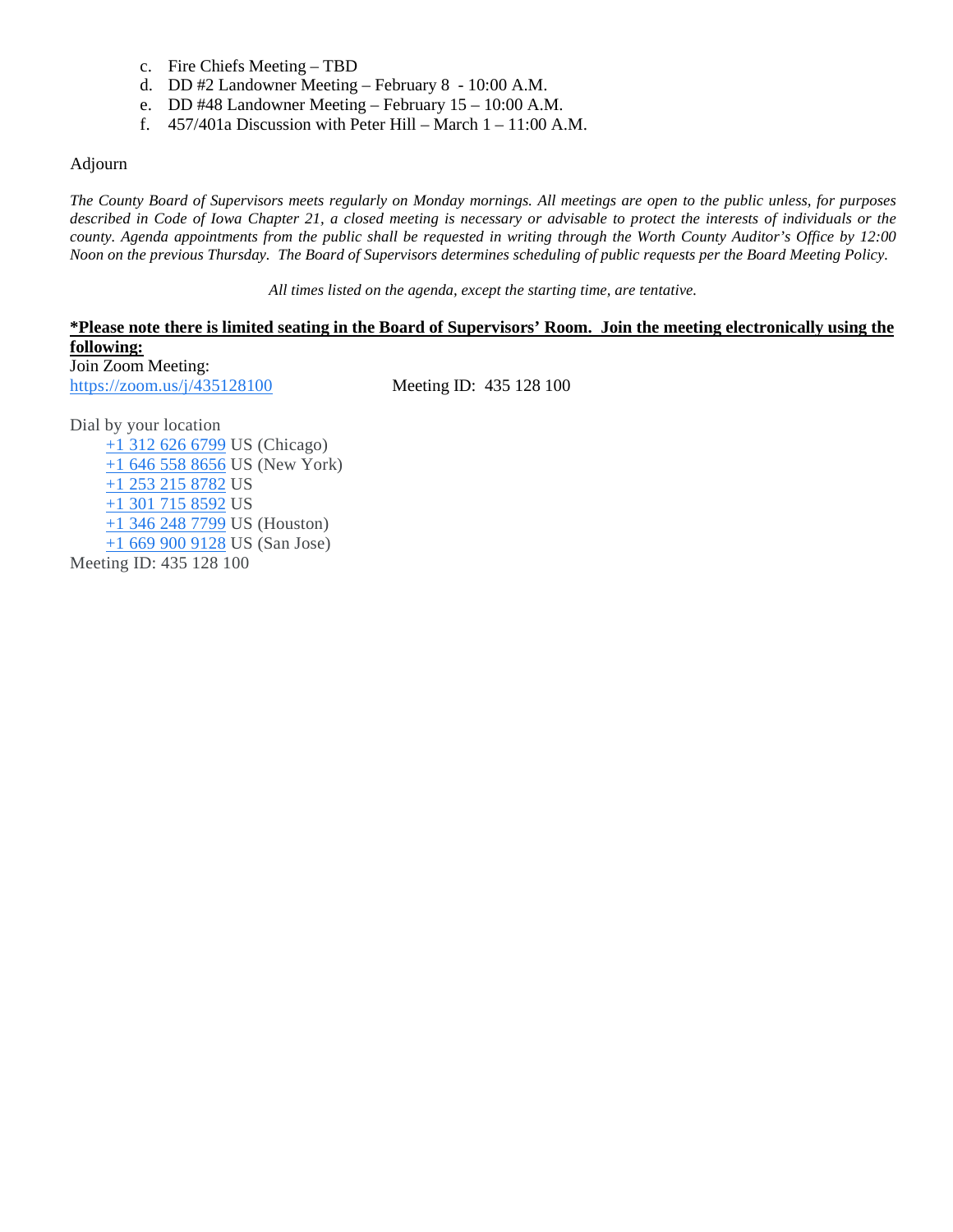c. Fire Chiefs Meeting – TBD
d. DD #2 Landowner Meeting – February 8 - 10:00 A.M.
e. DD #48 Landowner Meeting – February 15 – 10:00 A.M.
f. 457/401a Discussion with Peter Hill – March 1 – 11:00 A.M.

Adjourn

*The County Board of Supervisors meets regularly on Monday mornings. All meetings are open to the public unless, for purposes described in Code of Iowa Chapter 21, a closed meeting is necessary or advisable to protect the interests of individuals or the county. Agenda appointments from the public shall be requested in writing through the Worth County Auditor's Office by 12:00 Noon on the previous Thursday. The Board of Supervisors determines scheduling of public requests per the Board Meeting Policy.*

*All times listed on the agenda, except the starting time, are tentative.*

**\*Please note there is limited seating in the Board of Supervisors' Room. Join the meeting electronically using the following:**

Join Zoom Meeting:
https://zoom.us/j/435128100 Meeting ID: 435 128 100

Dial by your location
+1 312 626 6799 US (Chicago)
+1 646 558 8656 US (New York)
+1 253 215 8782 US
+1 301 715 8592 US
+1 346 248 7799 US (Houston)
+1 669 900 9128 US (San Jose)
Meeting ID: 435 128 100